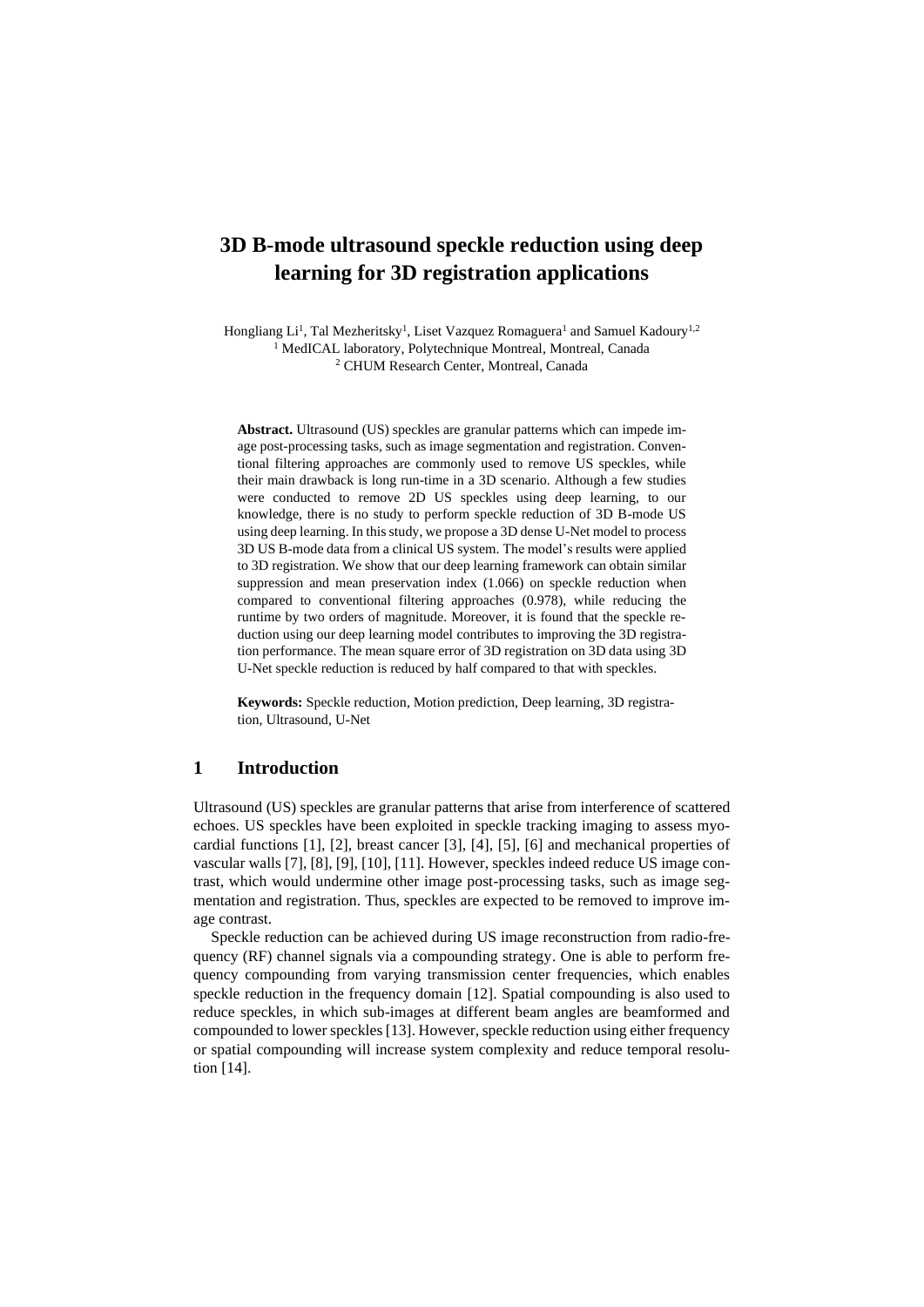# 3D B-mode ultrasound speckle reduction using deep learning for 3D registration applications

Hongliang Li[1], Tal Mezheritsky[1], Liset Vazquez Romaguera[1] and Samuel Kadoury[1,2]

[1] MedICAL laboratory, Polytechnique Montreal, Montreal, Canada

[2] CHUM Research Center, Montreal, Canada

**Abstract.** Ultrasound (US) speckles are granular patterns which can impede image post-processing tasks, such as image segmentation and registration. Conventional filtering approaches are commonly used to remove US speckles, while their main drawback is long run-time in a 3D scenario. Although a few studies were conducted to remove 2D US speckles using deep learning, to our knowledge, there is no study to perform speckle reduction of 3D B-mode US using deep learning. In this study, we propose a 3D dense U-Net model to process 3D US B-mode data from a clinical US system. The model's results were applied to 3D registration. We show that our deep learning framework can obtain similar suppression and mean preservation index (1.066) on speckle reduction when compared to conventional filtering approaches (0.978), while reducing the runtime by two orders of magnitude. Moreover, it is found that the speckle reduction using our deep learning model contributes to improving the 3D registration performance. The mean square error of 3D registration on 3D data using 3D U-Net speckle reduction is reduced by half compared to that with speckles.

**Keywords:** Speckle reduction, Motion prediction, Deep learning, 3D registration, Ultrasound, U-Net

## 1 Introduction

Ultrasound (US) speckles are granular patterns that arise from interference of scattered echoes. US speckles have been exploited in speckle tracking imaging to assess myocardial functions [1], [2], breast cancer [3], [4], [5], [6] and mechanical properties of vascular walls [7], [8], [9], [10], [11]. However, speckles indeed reduce US image contrast, which would undermine other image post-processing tasks, such as image segmentation and registration. Thus, speckles are expected to be removed to improve image contrast.

Speckle reduction can be achieved during US image reconstruction from radio-frequency (RF) channel signals via a compounding strategy. One is able to perform frequency compounding from varying transmission center frequencies, which enables speckle reduction in the frequency domain [12]. Spatial compounding is also used to reduce speckles, in which sub-images at different beam angles are beamformed and compounded to lower speckles [13]. However, speckle reduction using either frequency or spatial compounding will increase system complexity and reduce temporal resolution [14].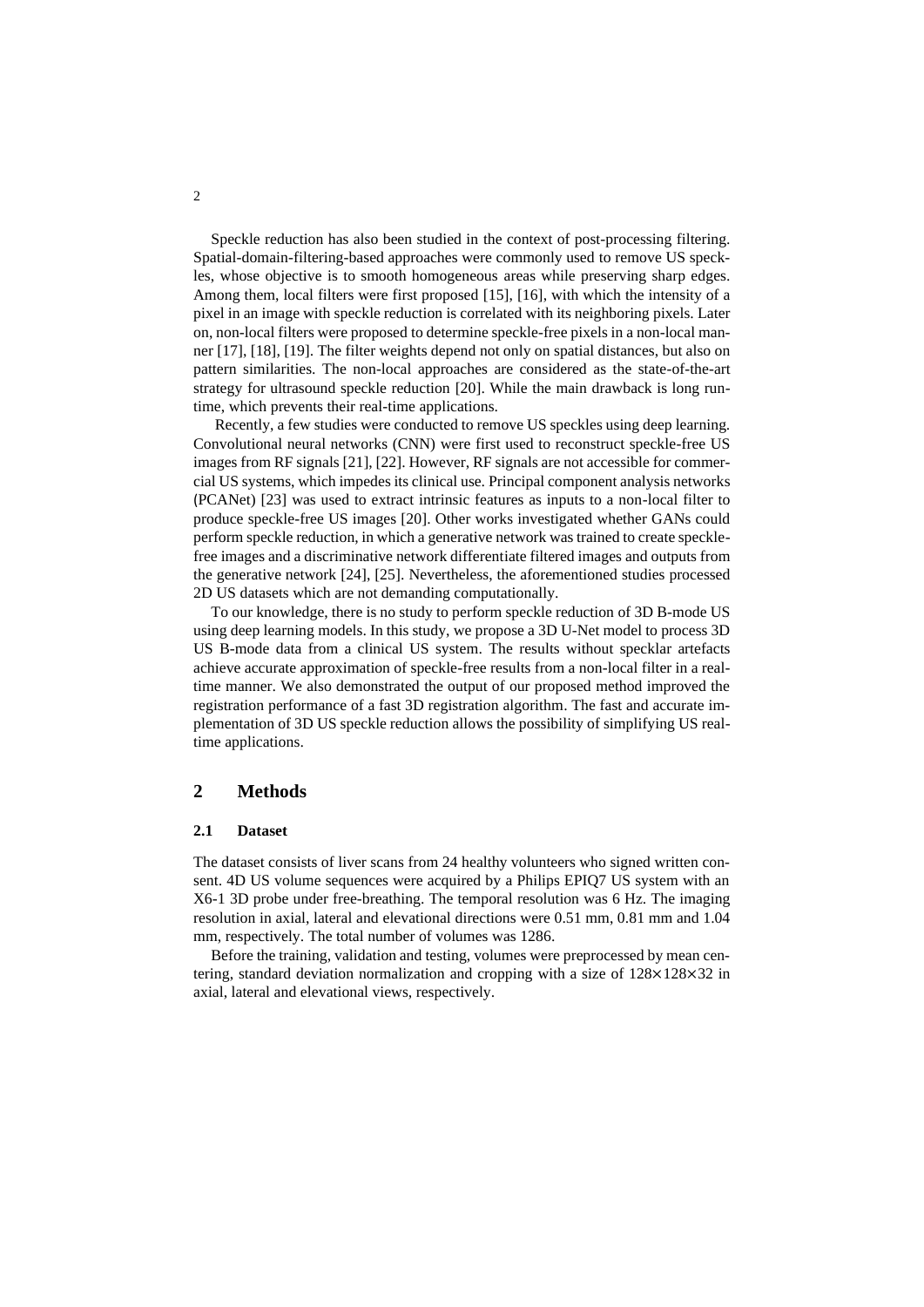Speckle reduction has also been studied in the context of post-processing filtering. Spatial-domain-filtering-based approaches were commonly used to remove US speckles, whose objective is to smooth homogeneous areas while preserving sharp edges. Among them, local filters were first proposed [15], [16], with which the intensity of a pixel in an image with speckle reduction is correlated with its neighboring pixels. Later on, non-local filters were proposed to determine speckle-free pixels in a non-local manner [17], [18], [19]. The filter weights depend not only on spatial distances, but also on pattern similarities. The non-local approaches are considered as the state-of-the-art strategy for ultrasound speckle reduction [20]. While the main drawback is long runtime, which prevents their real-time applications.

Recently, a few studies were conducted to remove US speckles using deep learning. Convolutional neural networks (CNN) were first used to reconstruct speckle-free US images from RF signals [21], [22]. However, RF signals are not accessible for commercial US systems, which impedes its clinical use. Principal component analysis networks (PCANet) [23] was used to extract intrinsic features as inputs to a non-local filter to produce speckle-free US images [20]. Other works investigated whether GANs could perform speckle reduction, in which a generative network was trained to create speckle-free images and a discriminative network differentiate filtered images and outputs from the generative network [24], [25]. Nevertheless, the aforementioned studies processed 2D US datasets which are not demanding computationally.

To our knowledge, there is no study to perform speckle reduction of 3D B-mode US using deep learning models. In this study, we propose a 3D U-Net model to process 3D US B-mode data from a clinical US system. The results without specklar artefacts achieve accurate approximation of speckle-free results from a non-local filter in a real-time manner. We also demonstrated the output of our proposed method improved the registration performance of a fast 3D registration algorithm. The fast and accurate implementation of 3D US speckle reduction allows the possibility of simplifying US real-time applications.

## 2 Methods

### 2.1 Dataset

The dataset consists of liver scans from 24 healthy volunteers who signed written consent. 4D US volume sequences were acquired by a Philips EPIQ7 US system with an X6-1 3D probe under free-breathing. The temporal resolution was 6 Hz. The imaging resolution in axial, lateral and elevational directions were 0.51 mm, 0.81 mm and 1.04 mm, respectively. The total number of volumes was 1286.

Before the training, validation and testing, volumes were preprocessed by mean centering, standard deviation normalization and cropping with a size of $128\times128\times32$ in axial, lateral and elevational views, respectively.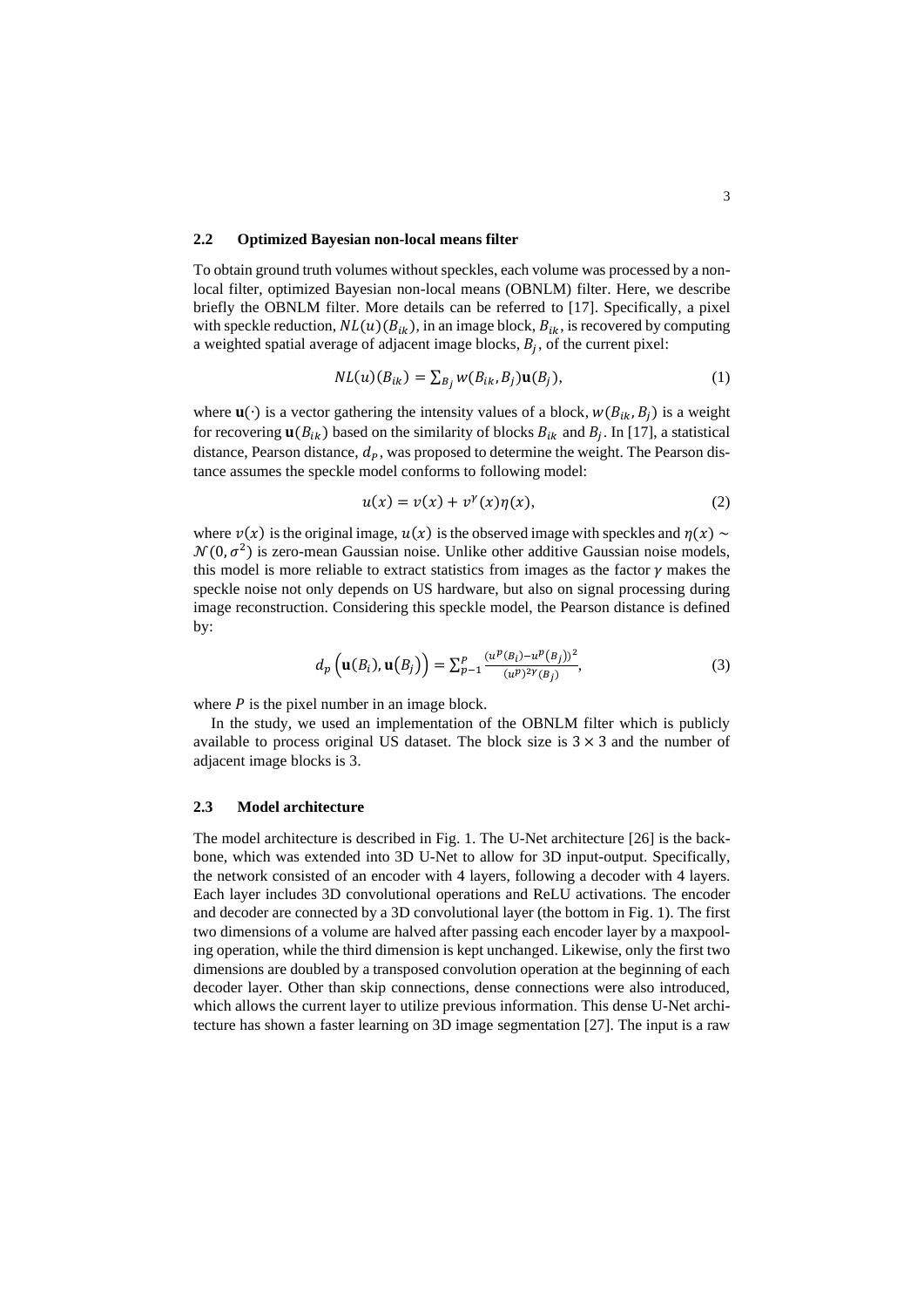### 2.2 Optimized Bayesian non-local means filter

To obtain ground truth volumes without speckles, each volume was processed by a non-local filter, optimized Bayesian non-local means (OBNLM) filter. Here, we describe briefly the OBNLM filter. More details can be referred to [17]. Specifically, a pixel with speckle reduction, $NL(u)(B_{ik})$, in an image block, $B_{ik}$, is recovered by computing a weighted spatial average of adjacent image blocks, $B_j$, of the current pixel:

$$NL(u)(B_{ik}) = \sum_{B_j} w(B_{ik}, B_j)\mathbf{u}(B_j), \tag{1}$$

where $\mathbf{u}(\cdot)$ is a vector gathering the intensity values of a block, $w(B_{ik}, B_j)$ is a weight for recovering $\mathbf{u}(B_{ik})$ based on the similarity of blocks $B_{ik}$ and $B_j$. In [17], a statistical distance, Pearson distance, $d_P$, was proposed to determine the weight. The Pearson distance assumes the speckle model conforms to following model:

$$u(x) = v(x) + v^{\gamma}(x)\eta(x), \tag{2}$$

where $v(x)$ is the original image, $u(x)$ is the observed image with speckles and $\eta(x) \sim \mathcal{N}(0, \sigma^2)$ is zero-mean Gaussian noise. Unlike other additive Gaussian noise models, this model is more reliable to extract statistics from images as the factor $\gamma$ makes the speckle noise not only depends on US hardware, but also on signal processing during image reconstruction. Considering this speckle model, the Pearson distance is defined by:

$$d_p\left(\mathbf{u}(B_i), \mathbf{u}(B_j)\right) = \sum_{p-1}^{P} \frac{(u^p(B_i) - u^p(B_j))^2}{(u^p)^{2\gamma}(B_j)}, \tag{3}$$

where $P$ is the pixel number in an image block.

In the study, we used an implementation of the OBNLM filter which is publicly available to process original US dataset. The block size is $3 \times 3$ and the number of adjacent image blocks is 3.

### 2.3 Model architecture

The model architecture is described in Fig. 1. The U-Net architecture [26] is the backbone, which was extended into 3D U-Net to allow for 3D input-output. Specifically, the network consisted of an encoder with 4 layers, following a decoder with 4 layers. Each layer includes 3D convolutional operations and ReLU activations. The encoder and decoder are connected by a 3D convolutional layer (the bottom in Fig. 1). The first two dimensions of a volume are halved after passing each encoder layer by a maxpooling operation, while the third dimension is kept unchanged. Likewise, only the first two dimensions are doubled by a transposed convolution operation at the beginning of each decoder layer. Other than skip connections, dense connections were also introduced, which allows the current layer to utilize previous information. This dense U-Net architecture has shown a faster learning on 3D image segmentation [27]. The input is a raw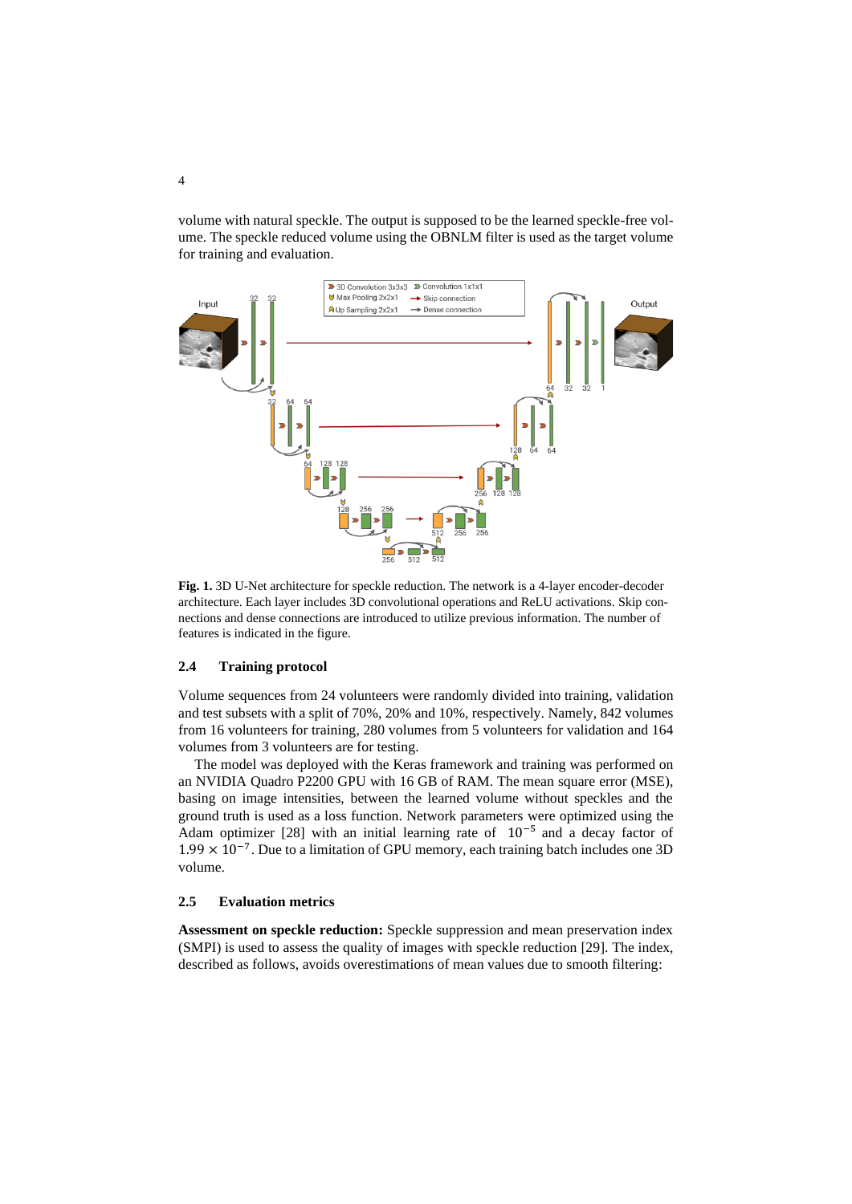volume with natural speckle. The output is supposed to be the learned speckle-free volume. The speckle reduced volume using the OBNLM filter is used as the target volume for training and evaluation.

**Fig. 1.** 3D U-Net architecture for speckle reduction. The network is a 4-layer encoder-decoder architecture. Each layer includes 3D convolutional operations and ReLU activations. Skip connections and dense connections are introduced to utilize previous information. The number of features is indicated in the figure.

### 2.4 Training protocol

Volume sequences from 24 volunteers were randomly divided into training, validation and test subsets with a split of 70%, 20% and 10%, respectively. Namely, 842 volumes from 16 volunteers for training, 280 volumes from 5 volunteers for validation and 164 volumes from 3 volunteers are for testing.

The model was deployed with the Keras framework and training was performed on an NVIDIA Quadro P2200 GPU with 16 GB of RAM. The mean square error (MSE), basing on image intensities, between the learned volume without speckles and the ground truth is used as a loss function. Network parameters were optimized using the Adam optimizer [28] with an initial learning rate of $10^{-5}$ and a decay factor of $1.99 \times 10^{-7}$. Due to a limitation of GPU memory, each training batch includes one 3D volume.

### 2.5 Evaluation metrics

**Assessment on speckle reduction:** Speckle suppression and mean preservation index (SMPI) is used to assess the quality of images with speckle reduction [29]. The index, described as follows, avoids overestimations of mean values due to smooth filtering: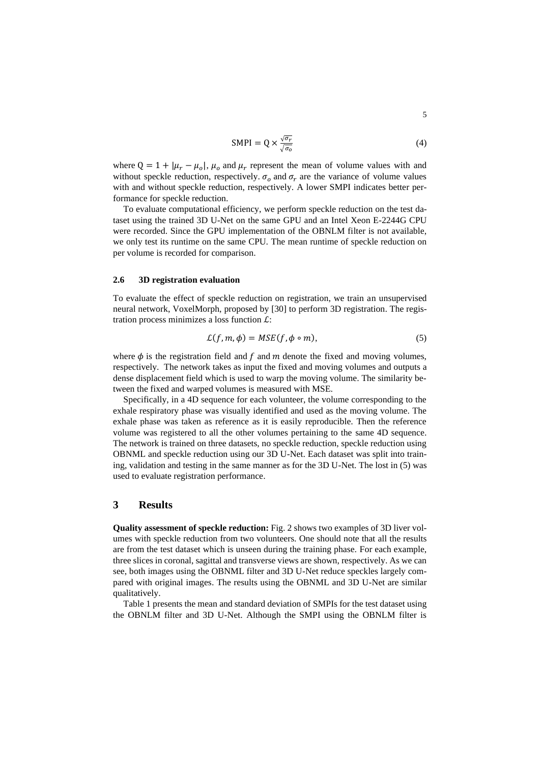$$\text{SMPI} = \text{Q} \times \frac{\sqrt{\sigma_r}}{\sqrt{\sigma_o}} \tag{4}$$

where $\text{Q} = 1 + |\mu_r - \mu_o|$, $\mu_o$ and $\mu_r$ represent the mean of volume values with and without speckle reduction, respectively. $\sigma_o$ and $\sigma_r$ are the variance of volume values with and without speckle reduction, respectively. A lower SMPI indicates better performance for speckle reduction.

To evaluate computational efficiency, we perform speckle reduction on the test dataset using the trained 3D U-Net on the same GPU and an Intel Xeon E-2244G CPU were recorded. Since the GPU implementation of the OBNLM filter is not available, we only test its runtime on the same CPU. The mean runtime of speckle reduction on per volume is recorded for comparison.

### 2.6 3D registration evaluation

To evaluate the effect of speckle reduction on registration, we train an unsupervised neural network, VoxelMorph, proposed by [30] to perform 3D registration. The registration process minimizes a loss function $\mathcal{L}$:

$$\mathcal{L}(f, m, \phi) = MSE(f, \phi \circ m), \tag{5}$$

where $\phi$ is the registration field and $f$ and $m$ denote the fixed and moving volumes, respectively. The network takes as input the fixed and moving volumes and outputs a dense displacement field which is used to warp the moving volume. The similarity between the fixed and warped volumes is measured with MSE.

Specifically, in a 4D sequence for each volunteer, the volume corresponding to the exhale respiratory phase was visually identified and used as the moving volume. The exhale phase was taken as reference as it is easily reproducible. Then the reference volume was registered to all the other volumes pertaining to the same 4D sequence. The network is trained on three datasets, no speckle reduction, speckle reduction using OBNML and speckle reduction using our 3D U-Net. Each dataset was split into training, validation and testing in the same manner as for the 3D U-Net. The lost in (5) was used to evaluate registration performance.

## 3 Results

**Quality assessment of speckle reduction:** Fig. 2 shows two examples of 3D liver volumes with speckle reduction from two volunteers. One should note that all the results are from the test dataset which is unseen during the training phase. For each example, three slices in coronal, sagittal and transverse views are shown, respectively. As we can see, both images using the OBNML filter and 3D U-Net reduce speckles largely compared with original images. The results using the OBNML and 3D U-Net are similar qualitatively.

Table 1 presents the mean and standard deviation of SMPIs for the test dataset using the OBNLM filter and 3D U-Net. Although the SMPI using the OBNLM filter is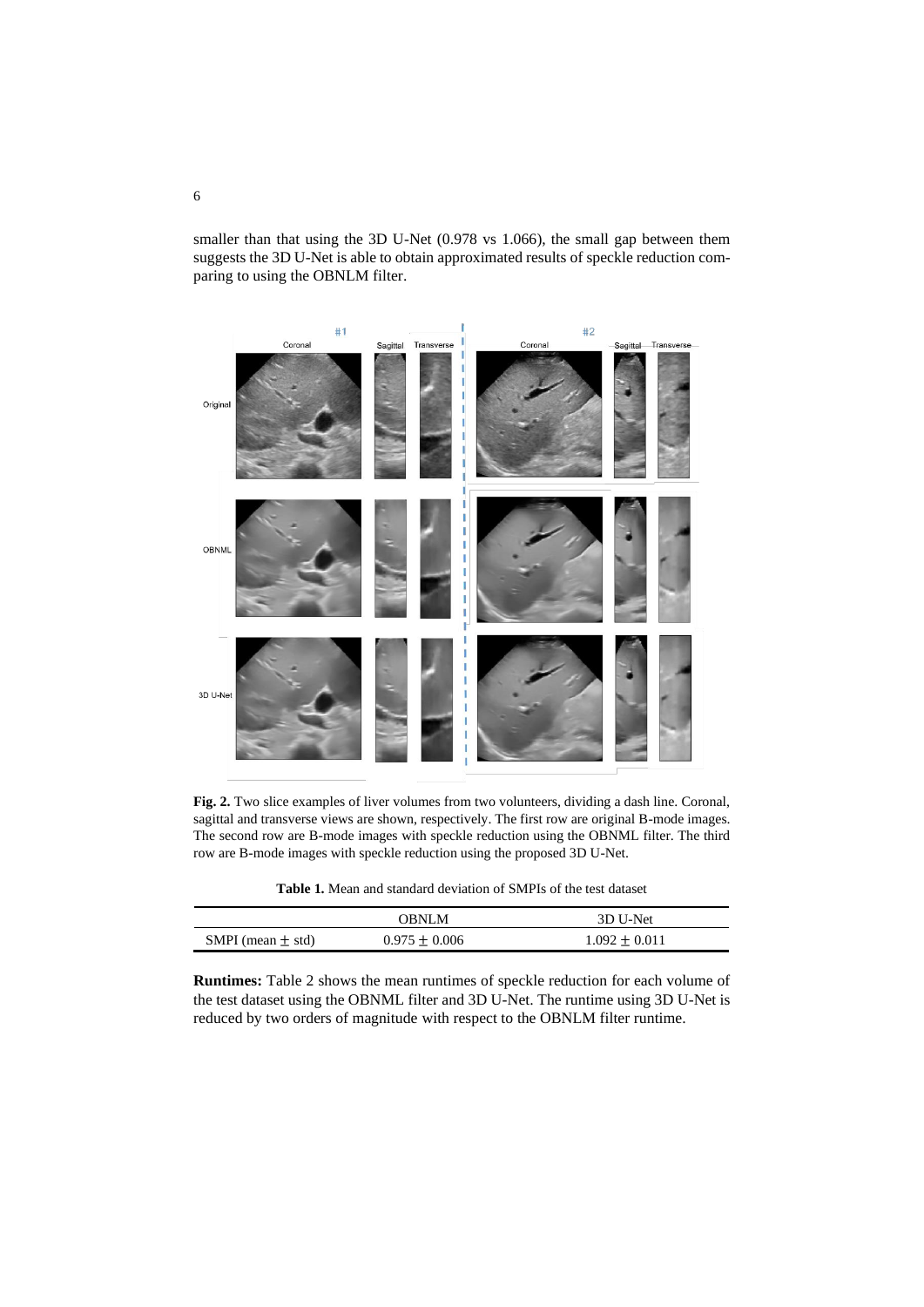smaller than that using the 3D U-Net (0.978 vs 1.066), the small gap between them suggests the 3D U-Net is able to obtain approximated results of speckle reduction comparing to using the OBNLM filter.

**Fig. 2.** Two slice examples of liver volumes from two volunteers, dividing a dash line. Coronal, sagittal and transverse views are shown, respectively. The first row are original B-mode images. The second row are B-mode images with speckle reduction using the OBNML filter. The third row are B-mode images with speckle reduction using the proposed 3D U-Net.

**Table 1.** Mean and standard deviation of SMPIs of the test dataset

| | OBNLM | 3D U-Net |
|---|---|---|
| SMPI (mean $\pm$ std) | $0.975 \pm 0.006$ | $1.092 \pm 0.011$ |

**Runtimes:** Table 2 shows the mean runtimes of speckle reduction for each volume of the test dataset using the OBNML filter and 3D U-Net. The runtime using 3D U-Net is reduced by two orders of magnitude with respect to the OBNLM filter runtime.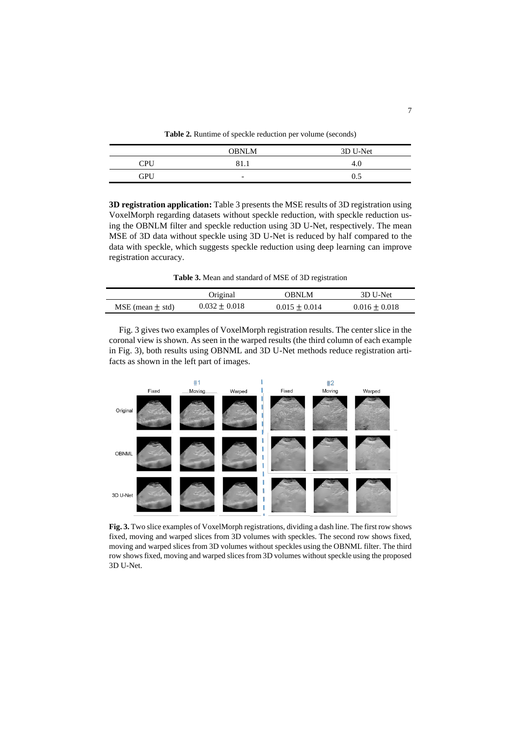**Table 2.** Runtime of speckle reduction per volume (seconds)

| | OBNLM | 3D U-Net |
|---|---|---|
| CPU | 81.1 | 4.0 |
| GPU | - | 0.5 |

**3D registration application:** Table 3 presents the MSE results of 3D registration using VoxelMorph regarding datasets without speckle reduction, with speckle reduction using the OBNLM filter and speckle reduction using 3D U-Net, respectively. The mean MSE of 3D data without speckle using 3D U-Net is reduced by half compared to the data with speckle, which suggests speckle reduction using deep learning can improve registration accuracy.

**Table 3.** Mean and standard of MSE of 3D registration

| | Original | OBNLM | 3D U-Net |
|---|---|---|---|
| MSE (mean $\pm$ std) | $0.032 \pm 0.018$ | $0.015 \pm 0.014$ | $0.016 \pm 0.018$ |

Fig. 3 gives two examples of VoxelMorph registration results. The center slice in the coronal view is shown. As seen in the warped results (the third column of each example in Fig. 3), both results using OBNML and 3D U-Net methods reduce registration artifacts as shown in the left part of images.

**Fig. 3.** Two slice examples of VoxelMorph registrations, dividing a dash line. The first row shows fixed, moving and warped slices from 3D volumes with speckles. The second row shows fixed, moving and warped slices from 3D volumes without speckles using the OBNML filter. The third row shows fixed, moving and warped slices from 3D volumes without speckle using the proposed 3D U-Net.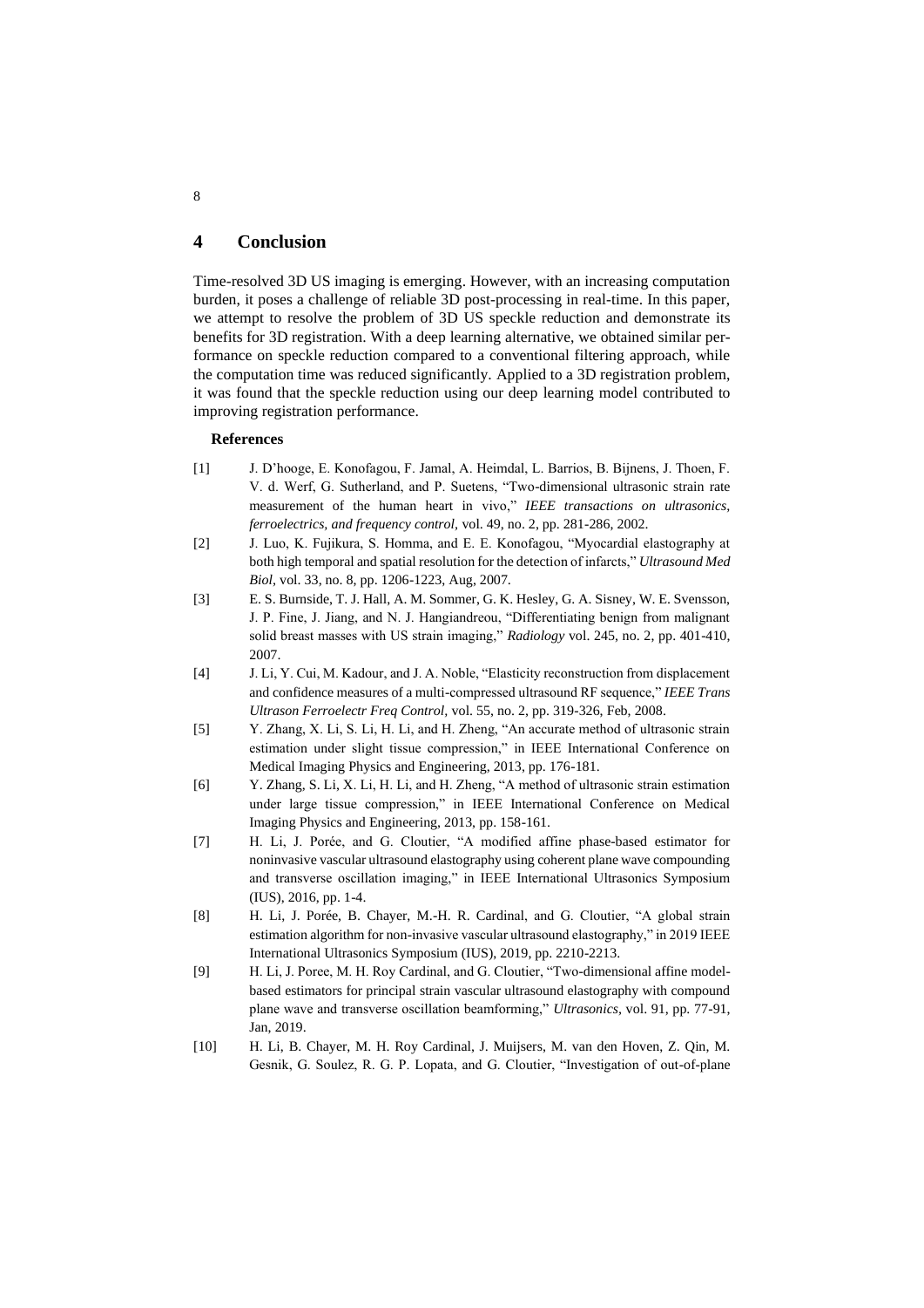## 4 Conclusion

Time-resolved 3D US imaging is emerging. However, with an increasing computation burden, it poses a challenge of reliable 3D post-processing in real-time. In this paper, we attempt to resolve the problem of 3D US speckle reduction and demonstrate its benefits for 3D registration. With a deep learning alternative, we obtained similar performance on speckle reduction compared to a conventional filtering approach, while the computation time was reduced significantly. Applied to a 3D registration problem, it was found that the speckle reduction using our deep learning model contributed to improving registration performance.

### References

[1] J. D'hooge, E. Konofagou, F. Jamal, A. Heimdal, L. Barrios, B. Bijnens, J. Thoen, F. V. d. Werf, G. Sutherland, and P. Suetens, "Two-dimensional ultrasonic strain rate measurement of the human heart in vivo," *IEEE transactions on ultrasonics, ferroelectrics, and frequency control*, vol. 49, no. 2, pp. 281-286, 2002.

[2] J. Luo, K. Fujikura, S. Homma, and E. E. Konofagou, "Myocardial elastography at both high temporal and spatial resolution for the detection of infarcts," *Ultrasound Med Biol*, vol. 33, no. 8, pp. 1206-1223, Aug, 2007.

[3] E. S. Burnside, T. J. Hall, A. M. Sommer, G. K. Hesley, G. A. Sisney, W. E. Svensson, J. P. Fine, J. Jiang, and N. J. Hangiandreou, "Differentiating benign from malignant solid breast masses with US strain imaging," *Radiology* vol. 245, no. 2, pp. 401-410, 2007.

[4] J. Li, Y. Cui, M. Kadour, and J. A. Noble, "Elasticity reconstruction from displacement and confidence measures of a multi-compressed ultrasound RF sequence," *IEEE Trans Ultrason Ferroelectr Freq Control*, vol. 55, no. 2, pp. 319-326, Feb, 2008.

[5] Y. Zhang, X. Li, S. Li, H. Li, and H. Zheng, "An accurate method of ultrasonic strain estimation under slight tissue compression," in IEEE International Conference on Medical Imaging Physics and Engineering, 2013, pp. 176-181.

[6] Y. Zhang, S. Li, X. Li, H. Li, and H. Zheng, "A method of ultrasonic strain estimation under large tissue compression," in IEEE International Conference on Medical Imaging Physics and Engineering, 2013, pp. 158-161.

[7] H. Li, J. Porée, and G. Cloutier, "A modified affine phase-based estimator for noninvasive vascular ultrasound elastography using coherent plane wave compounding and transverse oscillation imaging," in IEEE International Ultrasonics Symposium (IUS), 2016, pp. 1-4.

[8] H. Li, J. Porée, B. Chayer, M.-H. R. Cardinal, and G. Cloutier, "A global strain estimation algorithm for non-invasive vascular ultrasound elastography," in 2019 IEEE International Ultrasonics Symposium (IUS), 2019, pp. 2210-2213.

[9] H. Li, J. Poree, M. H. Roy Cardinal, and G. Cloutier, "Two-dimensional affine model-based estimators for principal strain vascular ultrasound elastography with compound plane wave and transverse oscillation beamforming," *Ultrasonics*, vol. 91, pp. 77-91, Jan, 2019.

[10] H. Li, B. Chayer, M. H. Roy Cardinal, J. Muijsers, M. van den Hoven, Z. Qin, M. Gesnik, G. Soulez, R. G. P. Lopata, and G. Cloutier, "Investigation of out-of-plane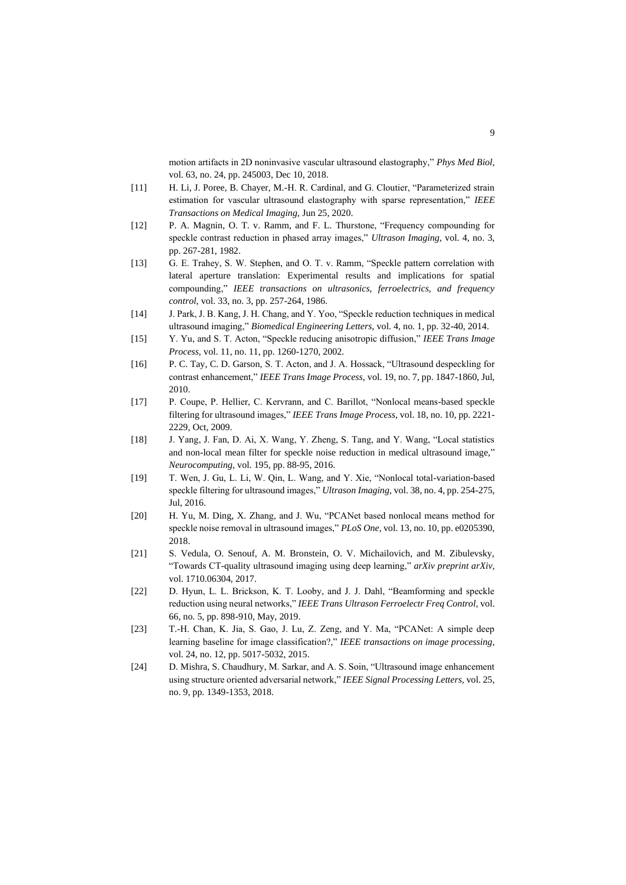motion artifacts in 2D noninvasive vascular ultrasound elastography," *Phys Med Biol*, vol. 63, no. 24, pp. 245003, Dec 10, 2018.

[11] H. Li, J. Poree, B. Chayer, M.-H. R. Cardinal, and G. Cloutier, "Parameterized strain estimation for vascular ultrasound elastography with sparse representation," *IEEE Transactions on Medical Imaging*, Jun 25, 2020.

[12] P. A. Magnin, O. T. v. Ramm, and F. L. Thurstone, "Frequency compounding for speckle contrast reduction in phased array images," *Ultrason Imaging*, vol. 4, no. 3, pp. 267-281, 1982.

[13] G. E. Trahey, S. W. Stephen, and O. T. v. Ramm, "Speckle pattern correlation with lateral aperture translation: Experimental results and implications for spatial compounding," *IEEE transactions on ultrasonics, ferroelectrics, and frequency control*, vol. 33, no. 3, pp. 257-264, 1986.

[14] J. Park, J. B. Kang, J. H. Chang, and Y. Yoo, "Speckle reduction techniques in medical ultrasound imaging," *Biomedical Engineering Letters*, vol. 4, no. 1, pp. 32-40, 2014.

[15] Y. Yu, and S. T. Acton, "Speckle reducing anisotropic diffusion," *IEEE Trans Image Process*, vol. 11, no. 11, pp. 1260-1270, 2002.

[16] P. C. Tay, C. D. Garson, S. T. Acton, and J. A. Hossack, "Ultrasound despeckling for contrast enhancement," *IEEE Trans Image Process*, vol. 19, no. 7, pp. 1847-1860, Jul, 2010.

[17] P. Coupe, P. Hellier, C. Kervrann, and C. Barillot, "Nonlocal means-based speckle filtering for ultrasound images," *IEEE Trans Image Process*, vol. 18, no. 10, pp. 2221-2229, Oct, 2009.

[18] J. Yang, J. Fan, D. Ai, X. Wang, Y. Zheng, S. Tang, and Y. Wang, "Local statistics and non-local mean filter for speckle noise reduction in medical ultrasound image," *Neurocomputing*, vol. 195, pp. 88-95, 2016.

[19] T. Wen, J. Gu, L. Li, W. Qin, L. Wang, and Y. Xie, "Nonlocal total-variation-based speckle filtering for ultrasound images," *Ultrason Imaging*, vol. 38, no. 4, pp. 254-275, Jul, 2016.

[20] H. Yu, M. Ding, X. Zhang, and J. Wu, "PCANet based nonlocal means method for speckle noise removal in ultrasound images," *PLoS One*, vol. 13, no. 10, pp. e0205390, 2018.

[21] S. Vedula, O. Senouf, A. M. Bronstein, O. V. Michailovich, and M. Zibulevsky, "Towards CT-quality ultrasound imaging using deep learning," *arXiv preprint arXiv*, vol. 1710.06304, 2017.

[22] D. Hyun, L. L. Brickson, K. T. Looby, and J. J. Dahl, "Beamforming and speckle reduction using neural networks," *IEEE Trans Ultrason Ferroelectr Freq Control*, vol. 66, no. 5, pp. 898-910, May, 2019.

[23] T.-H. Chan, K. Jia, S. Gao, J. Lu, Z. Zeng, and Y. Ma, "PCANet: A simple deep learning baseline for image classification?," *IEEE transactions on image processing*, vol. 24, no. 12, pp. 5017-5032, 2015.

[24] D. Mishra, S. Chaudhury, M. Sarkar, and A. S. Soin, "Ultrasound image enhancement using structure oriented adversarial network," *IEEE Signal Processing Letters*, vol. 25, no. 9, pp. 1349-1353, 2018.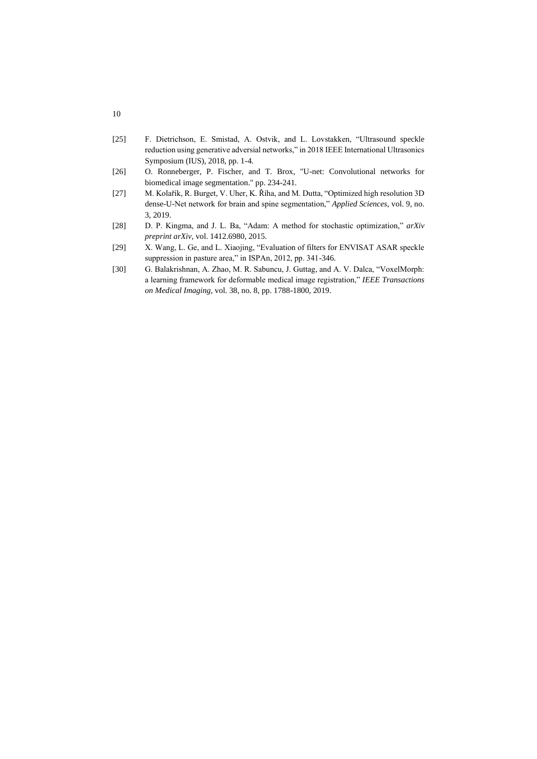[25] F. Dietrichson, E. Smistad, A. Ostvik, and L. Lovstakken, "Ultrasound speckle reduction using generative adversial networks," in 2018 IEEE International Ultrasonics Symposium (IUS), 2018, pp. 1-4.

[26] O. Ronneberger, P. Fischer, and T. Brox, "U-net: Convolutional networks for biomedical image segmentation." pp. 234-241.

[27] M. Kolařík, R. Burget, V. Uher, K. Říha, and M. Dutta, "Optimized high resolution 3D dense-U-Net network for brain and spine segmentation," *Applied Sciences*, vol. 9, no. 3, 2019.

[28] D. P. Kingma, and J. L. Ba, "Adam: A method for stochastic optimization," *arXiv preprint arXiv*, vol. 1412.6980, 2015.

[29] X. Wang, L. Ge, and L. Xiaojing, "Evaluation of filters for ENVISAT ASAR speckle suppression in pasture area," in ISPAn, 2012, pp. 341-346.

[30] G. Balakrishnan, A. Zhao, M. R. Sabuncu, J. Guttag, and A. V. Dalca, "VoxelMorph: a learning framework for deformable medical image registration," *IEEE Transactions on Medical Imaging*, vol. 38, no. 8, pp. 1788-1800, 2019.